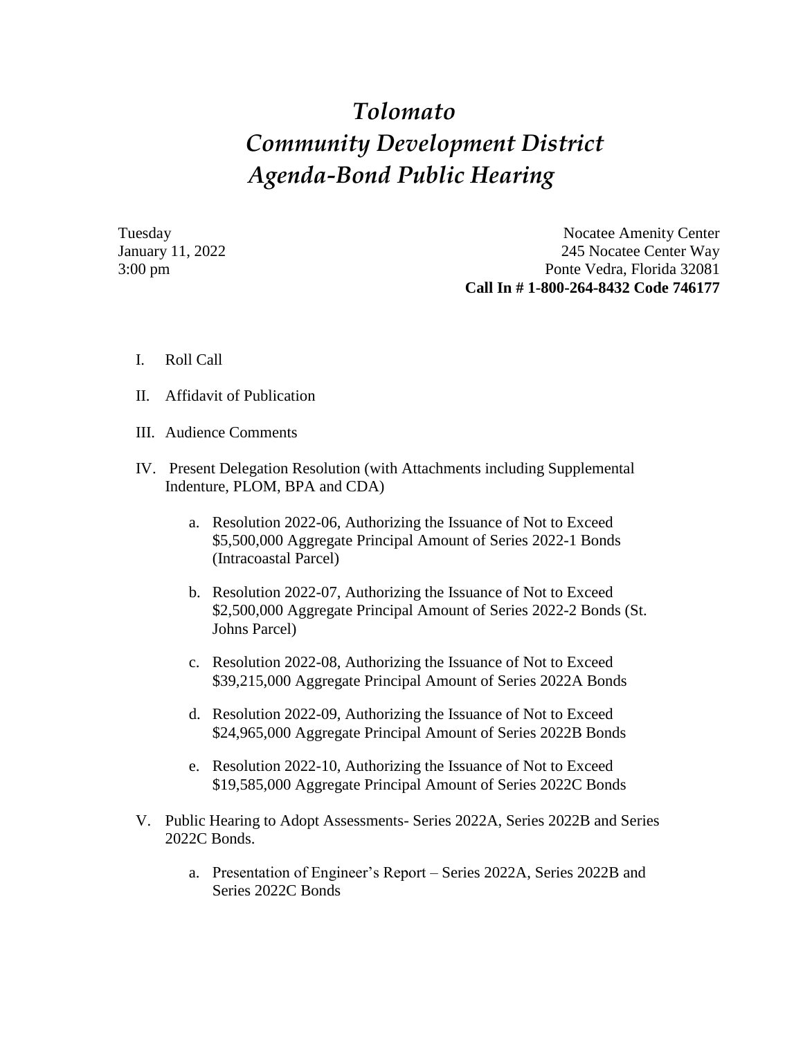# *Tolomato Community Development District Agenda-Bond Public Hearing*

Tuesday
January 11, 2022
3:00 pm

Nocatee Amenity Center
245 Nocatee Center Way
Ponte Vedra, Florida 32081
**Call In # 1-800-264-8432 Code 746177**

I. Roll Call

II. Affidavit of Publication

III. Audience Comments

IV. Present Delegation Resolution (with Attachments including Supplemental Indenture, PLOM, BPA and CDA)

   a. Resolution 2022-06, Authorizing the Issuance of Not to Exceed $5,500,000 Aggregate Principal Amount of Series 2022-1 Bonds (Intracoastal Parcel)

   b. Resolution 2022-07, Authorizing the Issuance of Not to Exceed $2,500,000 Aggregate Principal Amount of Series 2022-2 Bonds (St. Johns Parcel)

   c. Resolution 2022-08, Authorizing the Issuance of Not to Exceed $39,215,000 Aggregate Principal Amount of Series 2022A Bonds

   d. Resolution 2022-09, Authorizing the Issuance of Not to Exceed $24,965,000 Aggregate Principal Amount of Series 2022B Bonds

   e. Resolution 2022-10, Authorizing the Issuance of Not to Exceed $19,585,000 Aggregate Principal Amount of Series 2022C Bonds

V. Public Hearing to Adopt Assessments- Series 2022A, Series 2022B and Series 2022C Bonds.

   a. Presentation of Engineer's Report – Series 2022A, Series 2022B and Series 2022C Bonds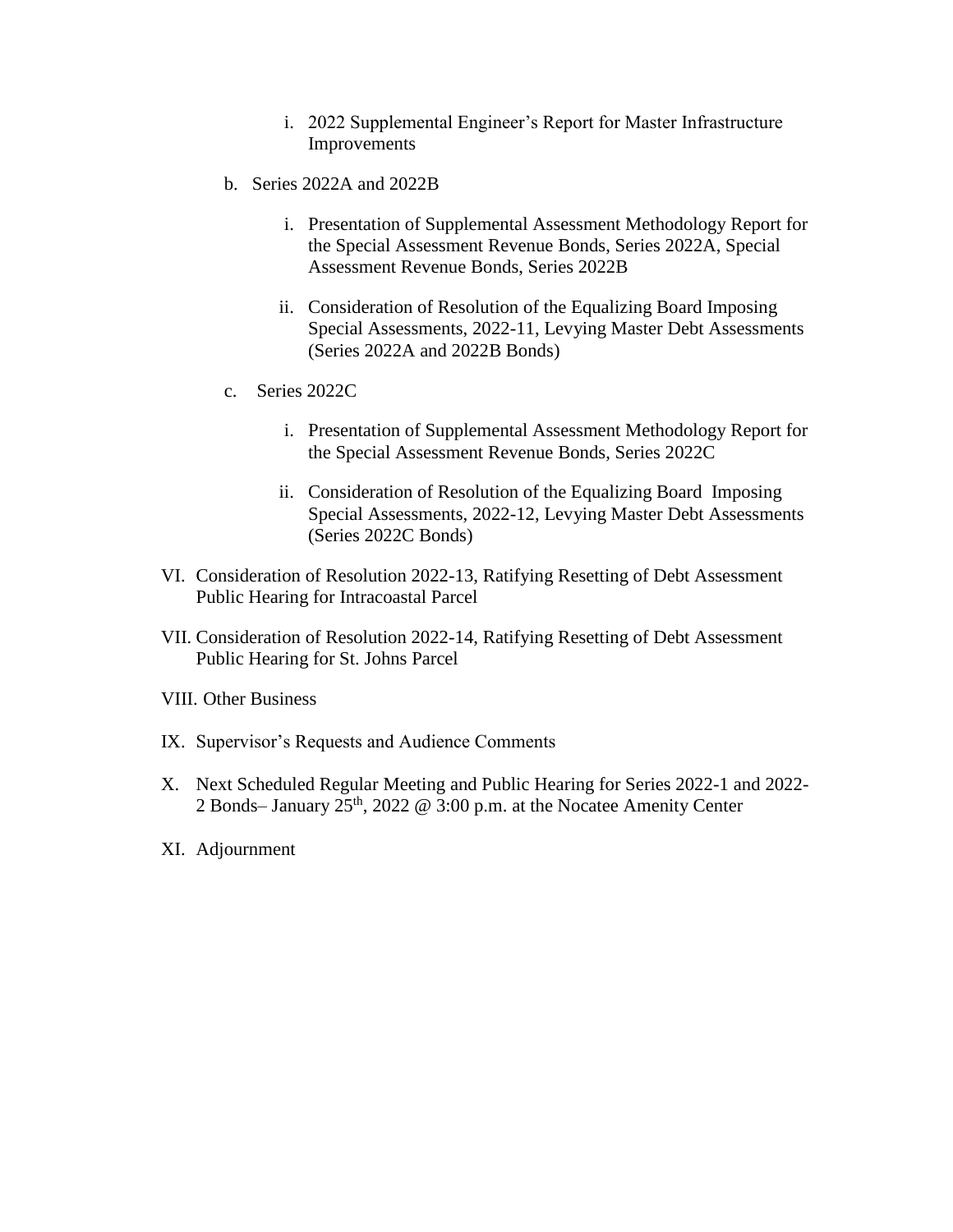i. 2022 Supplemental Engineer's Report for Master Infrastructure Improvements

   b. Series 2022A and 2022B

        i. Presentation of Supplemental Assessment Methodology Report for the Special Assessment Revenue Bonds, Series 2022A, Special Assessment Revenue Bonds, Series 2022B

        ii. Consideration of Resolution of the Equalizing Board Imposing Special Assessments, 2022-11, Levying Master Debt Assessments (Series 2022A and 2022B Bonds)

   c. Series 2022C

        i. Presentation of Supplemental Assessment Methodology Report for the Special Assessment Revenue Bonds, Series 2022C

        ii. Consideration of Resolution of the Equalizing Board Imposing Special Assessments, 2022-12, Levying Master Debt Assessments (Series 2022C Bonds)

VI. Consideration of Resolution 2022-13, Ratifying Resetting of Debt Assessment Public Hearing for Intracoastal Parcel

VII. Consideration of Resolution 2022-14, Ratifying Resetting of Debt Assessment Public Hearing for St. Johns Parcel

VIII. Other Business

IX. Supervisor's Requests and Audience Comments

X. Next Scheduled Regular Meeting and Public Hearing for Series 2022-1 and 2022-2 Bonds– January 25th, 2022 @ 3:00 p.m. at the Nocatee Amenity Center

XI. Adjournment